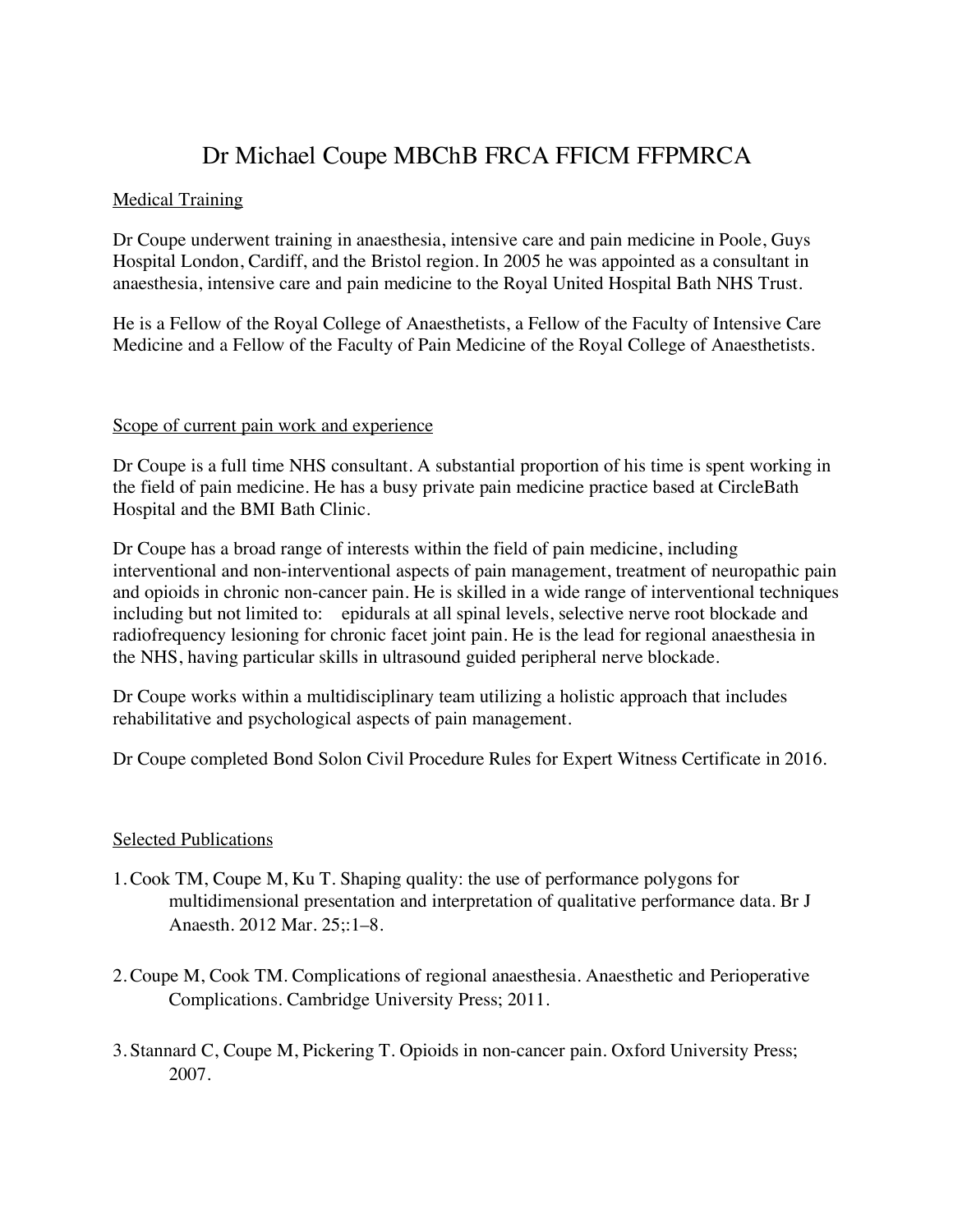# Dr Michael Coupe MBChB FRCA FFICM FFPMRCA

## Medical Training

Dr Coupe underwent training in anaesthesia, intensive care and pain medicine in Poole, Guys Hospital London, Cardiff, and the Bristol region. In 2005 he was appointed as a consultant in anaesthesia, intensive care and pain medicine to the Royal United Hospital Bath NHS Trust.

He is a Fellow of the Royal College of Anaesthetists, a Fellow of the Faculty of Intensive Care Medicine and a Fellow of the Faculty of Pain Medicine of the Royal College of Anaesthetists.

## Scope of current pain work and experience

Dr Coupe is a full time NHS consultant. A substantial proportion of his time is spent working in the field of pain medicine. He has a busy private pain medicine practice based at CircleBath Hospital and the BMI Bath Clinic.

Dr Coupe has a broad range of interests within the field of pain medicine, including interventional and non-interventional aspects of pain management, treatment of neuropathic pain and opioids in chronic non-cancer pain. He is skilled in a wide range of interventional techniques including but not limited to: epidurals at all spinal levels, selective nerve root blockade and radiofrequency lesioning for chronic facet joint pain. He is the lead for regional anaesthesia in the NHS, having particular skills in ultrasound guided peripheral nerve blockade.

Dr Coupe works within a multidisciplinary team utilizing a holistic approach that includes rehabilitative and psychological aspects of pain management.

Dr Coupe completed Bond Solon Civil Procedure Rules for Expert Witness Certificate in 2016.

## Selected Publications

1. Cook TM, Coupe M, Ku T. Shaping quality: the use of performance polygons for multidimensional presentation and interpretation of qualitative performance data. Br J Anaesth. 2012 Mar. 25;:1–8.

2. Coupe M, Cook TM. Complications of regional anaesthesia. Anaesthetic and Perioperative Complications. Cambridge University Press; 2011.

3. Stannard C, Coupe M, Pickering T. Opioids in non-cancer pain. Oxford University Press; 2007.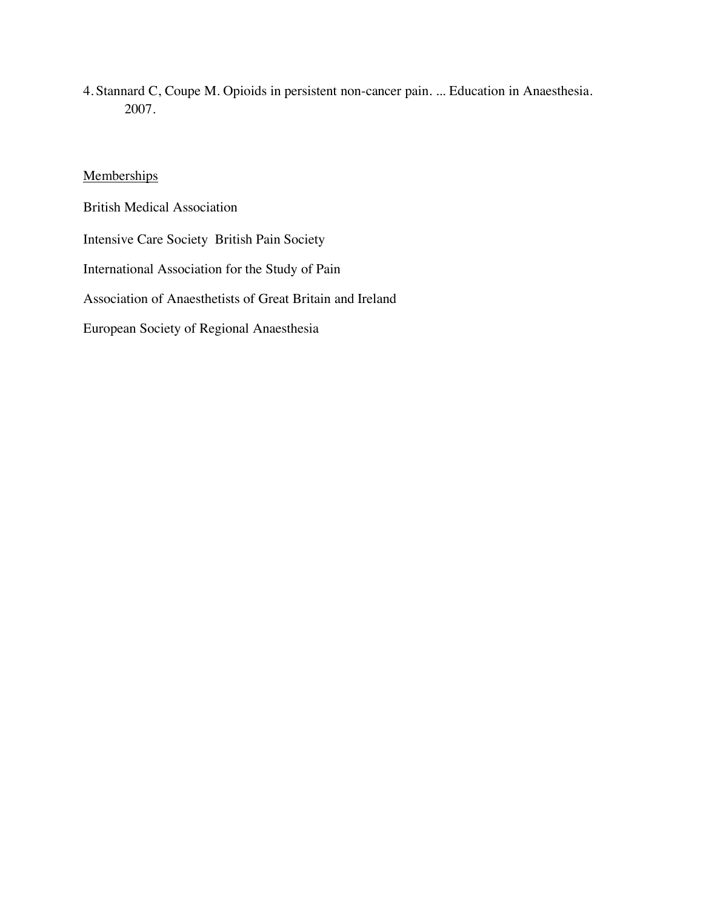4. Stannard C, Coupe M. Opioids in persistent non-cancer pain. ... Education in Anaesthesia. 2007.

<u>Memberships</u>

British Medical Association

Intensive Care Society  British Pain Society

International Association for the Study of Pain

Association of Anaesthetists of Great Britain and Ireland

European Society of Regional Anaesthesia